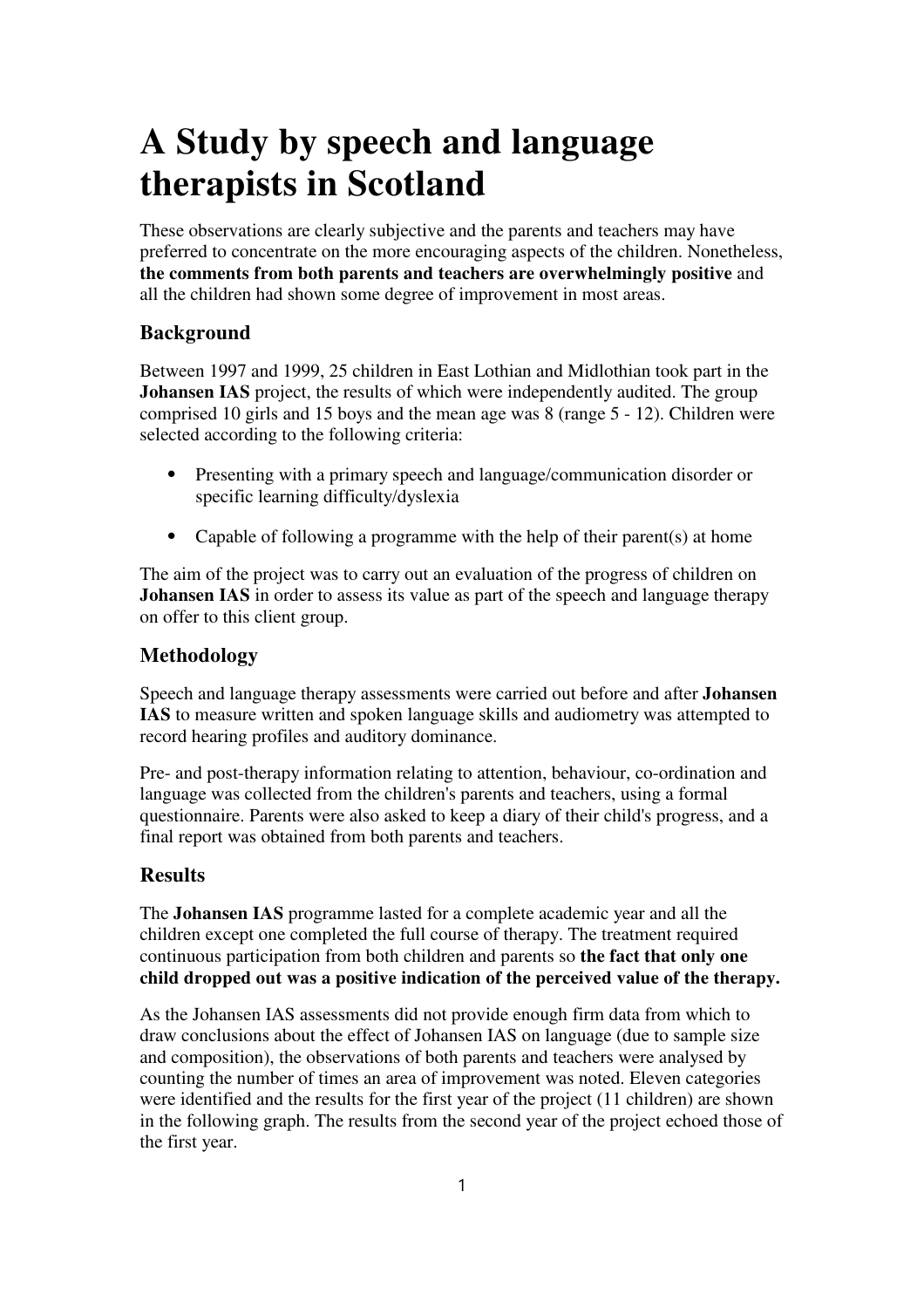# A Study by speech and language therapists in Scotland

These observations are clearly subjective and the parents and teachers may have preferred to concentrate on the more encouraging aspects of the children. Nonetheless, **the comments from both parents and teachers are overwhelmingly positive** and all the children had shown some degree of improvement in most areas.

## Background

Between 1997 and 1999, 25 children in East Lothian and Midlothian took part in the **Johansen IAS** project, the results of which were independently audited. The group comprised 10 girls and 15 boys and the mean age was 8 (range 5 - 12). Children were selected according to the following criteria:

- Presenting with a primary speech and language/communication disorder or specific learning difficulty/dyslexia
- Capable of following a programme with the help of their parent(s) at home

The aim of the project was to carry out an evaluation of the progress of children on **Johansen IAS** in order to assess its value as part of the speech and language therapy on offer to this client group.

## Methodology

Speech and language therapy assessments were carried out before and after **Johansen IAS** to measure written and spoken language skills and audiometry was attempted to record hearing profiles and auditory dominance.

Pre- and post-therapy information relating to attention, behaviour, co-ordination and language was collected from the children's parents and teachers, using a formal questionnaire. Parents were also asked to keep a diary of their child's progress, and a final report was obtained from both parents and teachers.

## Results

The **Johansen IAS** programme lasted for a complete academic year and all the children except one completed the full course of therapy. The treatment required continuous participation from both children and parents so **the fact that only one child dropped out was a positive indication of the perceived value of the therapy.**

As the Johansen IAS assessments did not provide enough firm data from which to draw conclusions about the effect of Johansen IAS on language (due to sample size and composition), the observations of both parents and teachers were analysed by counting the number of times an area of improvement was noted. Eleven categories were identified and the results for the first year of the project (11 children) are shown in the following graph. The results from the second year of the project echoed those of the first year.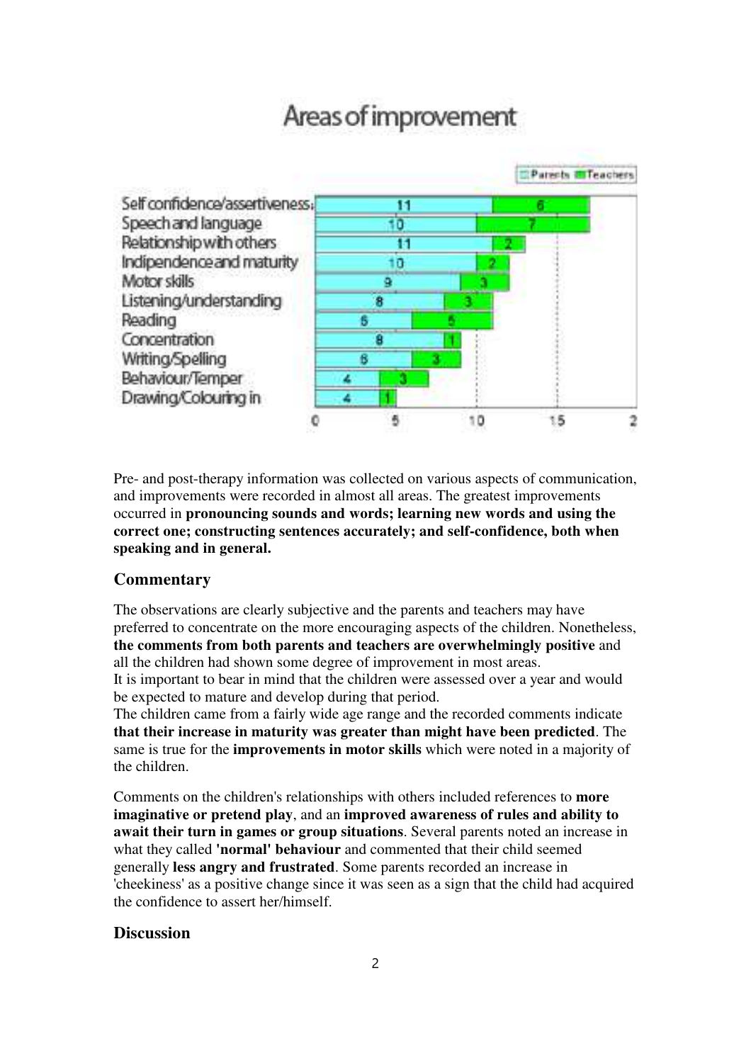## Areas of improvement

| Area | Parents | Teachers |
|---|---|---|
| Self confidence/assertiveness | 11 | 6 |
| Speech and language | 10 | 7 |
| Relationship with others | 11 | 2 |
| Indipendence and maturity | 10 | 2 |
| Motor skills | 9 | 3 |
| Listening/understanding | 8 | 3 |
| Reading | 6 | 5 |
| Concentration | 8 | 1 |
| Writing/Spelling | 6 | 3 |
| Behaviour/Temper | 4 | 3 |
| Drawing/Colouring in | 4 | 1 |

Pre- and post-therapy information was collected on various aspects of communication, and improvements were recorded in almost all areas. The greatest improvements occurred in **pronouncing sounds and words; learning new words and using the correct one; constructing sentences accurately; and self-confidence, both when speaking and in general.**

### Commentary

The observations are clearly subjective and the parents and teachers may have preferred to concentrate on the more encouraging aspects of the children. Nonetheless, **the comments from both parents and teachers are overwhelmingly positive** and all the children had shown some degree of improvement in most areas.
It is important to bear in mind that the children were assessed over a year and would be expected to mature and develop during that period.
The children came from a fairly wide age range and the recorded comments indicate **that their increase in maturity was greater than might have been predicted**. The same is true for the **improvements in motor skills** which were noted in a majority of the children.

Comments on the children's relationships with others included references to **more imaginative or pretend play**, and an **improved awareness of rules and ability to await their turn in games or group situations**. Several parents noted an increase in what they called **'normal' behaviour** and commented that their child seemed generally **less angry and frustrated**. Some parents recorded an increase in 'cheekiness' as a positive change since it was seen as a sign that the child had acquired the confidence to assert her/himself.

### Discussion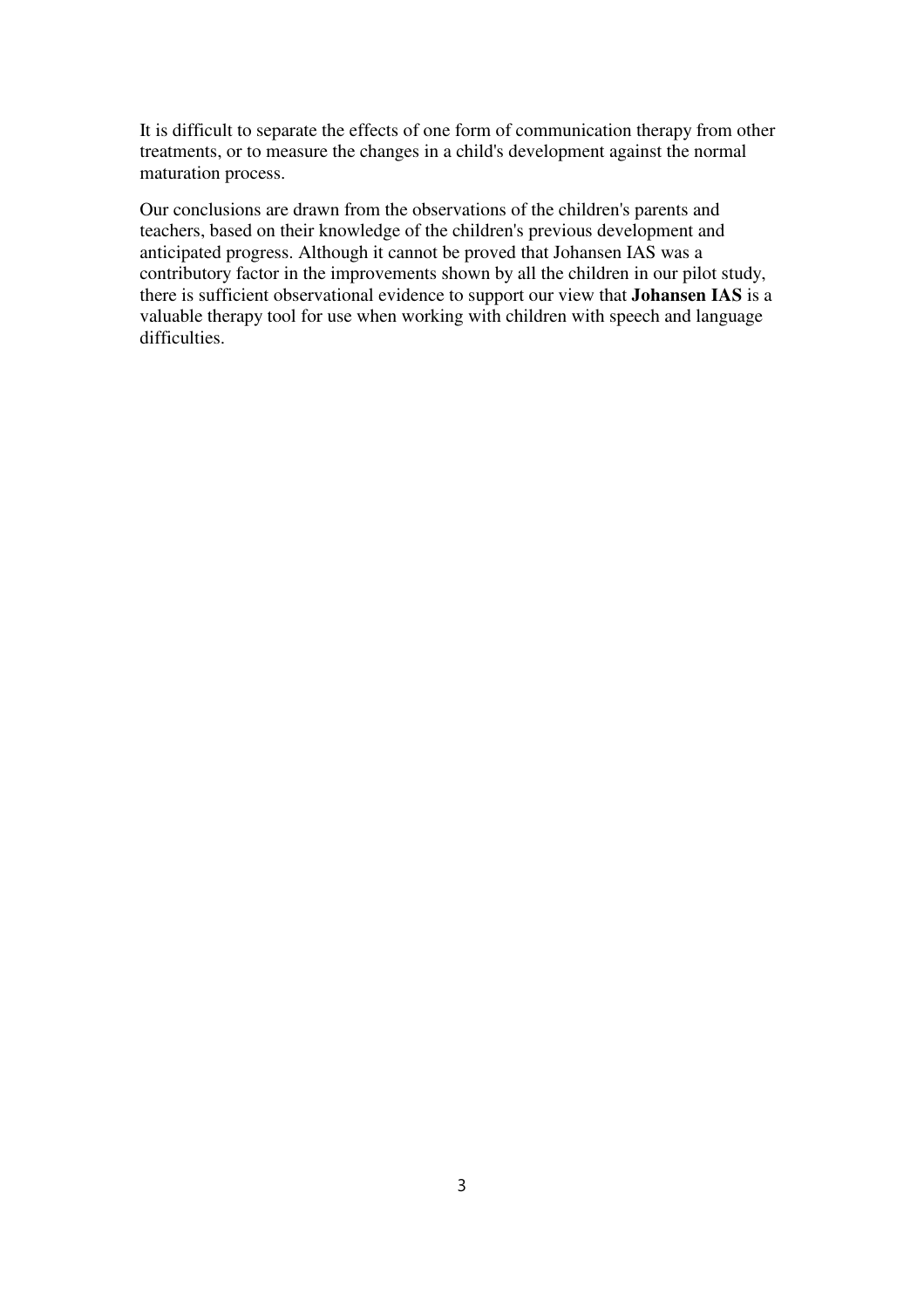It is difficult to separate the effects of one form of communication therapy from other treatments, or to measure the changes in a child's development against the normal maturation process.

Our conclusions are drawn from the observations of the children's parents and teachers, based on their knowledge of the children's previous development and anticipated progress. Although it cannot be proved that Johansen IAS was a contributory factor in the improvements shown by all the children in our pilot study, there is sufficient observational evidence to support our view that **Johansen IAS** is a valuable therapy tool for use when working with children with speech and language difficulties.